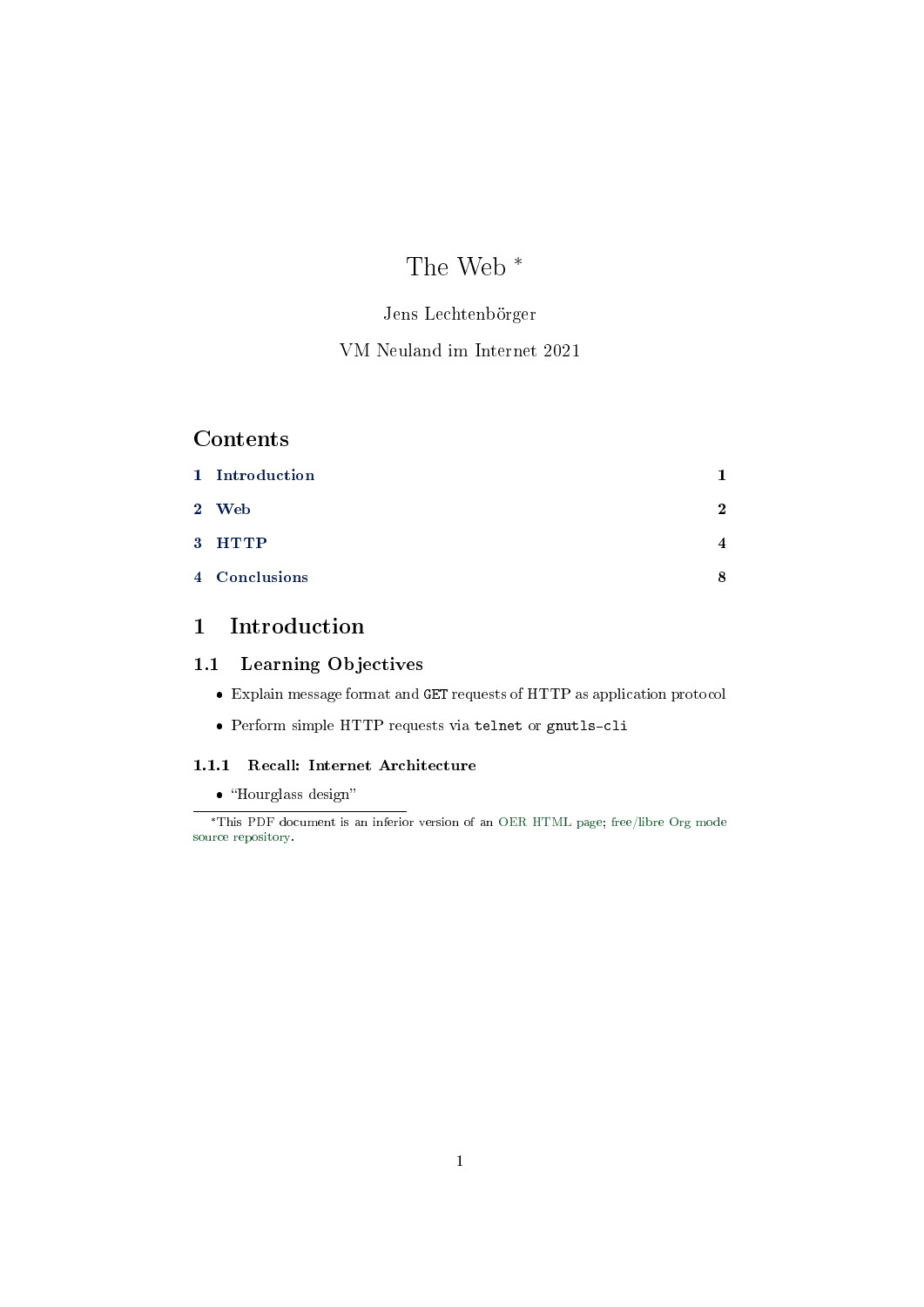# The Web *

Jens Lechtenbörger

VM Neuland im Internet 2021

## Contents

1 Introduction 1

2 Web 2

3 HTTP 4

4 Conclusions 8

# 1 Introduction

## 1.1 Learning Objectives

- Explain message format and `GET` requests of HTTP as application protocol
- Perform simple HTTP requests via `telnet` or `gnutls-cli`

### 1.1.1 Recall: Internet Architecture

- "Hourglass design"

---

*This PDF document is an inferior version of an OER HTML page; free/libre Org mode source repository.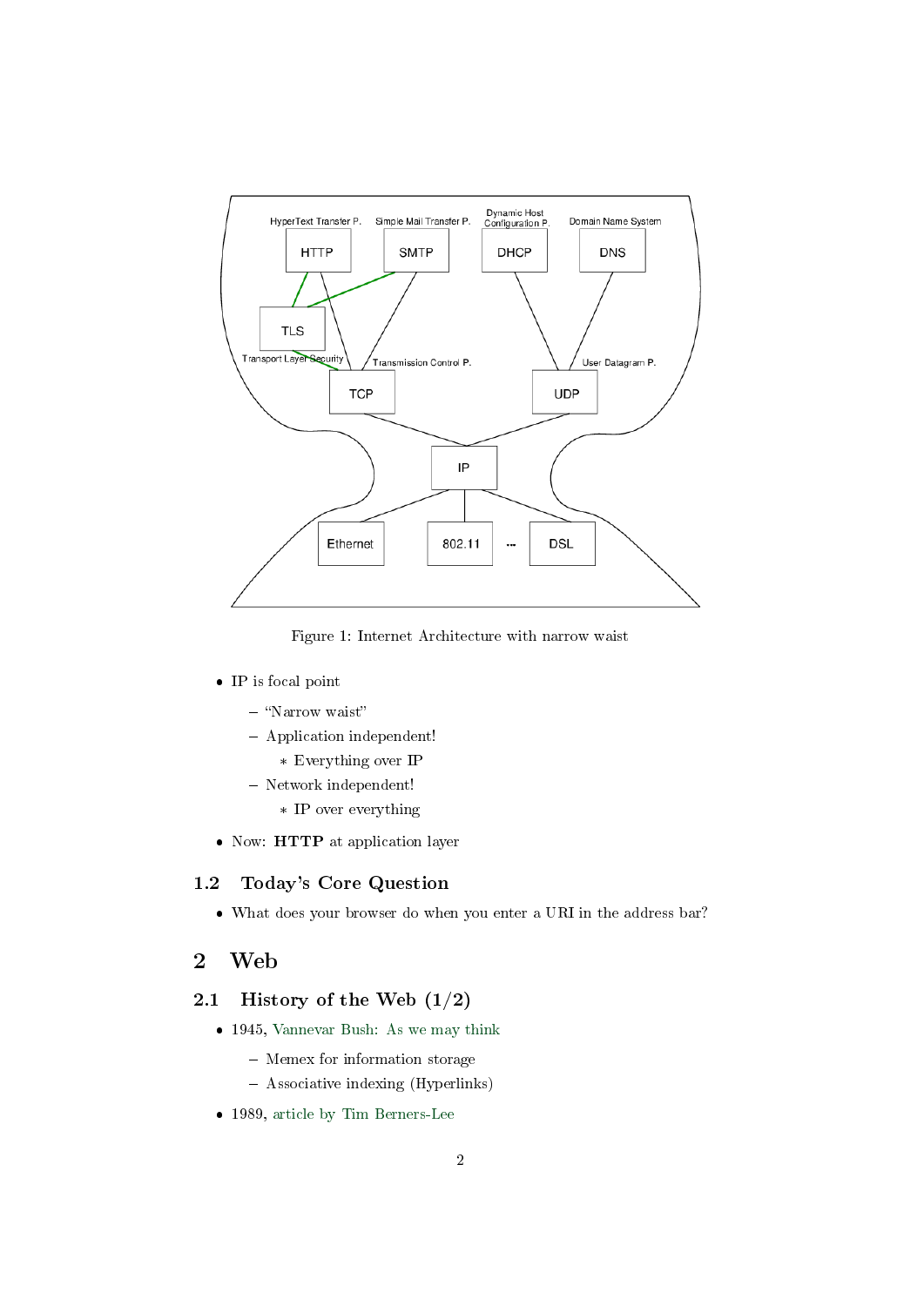Figure 1: Internet Architecture with narrow waist

- IP is focal point
  - "Narrow waist"
  - Application independent!
    - Everything over IP
  - Network independent!
    - IP over everything
- Now: **HTTP** at application layer

### 1.2 Today's Core Question

- What does your browser do when you enter a URI in the address bar?

## 2 Web

### 2.1 History of the Web (1/2)

- 1945, Vannevar Bush: As we may think
  - Memex for information storage
  - Associative indexing (Hyperlinks)
- 1989, article by Tim Berners-Lee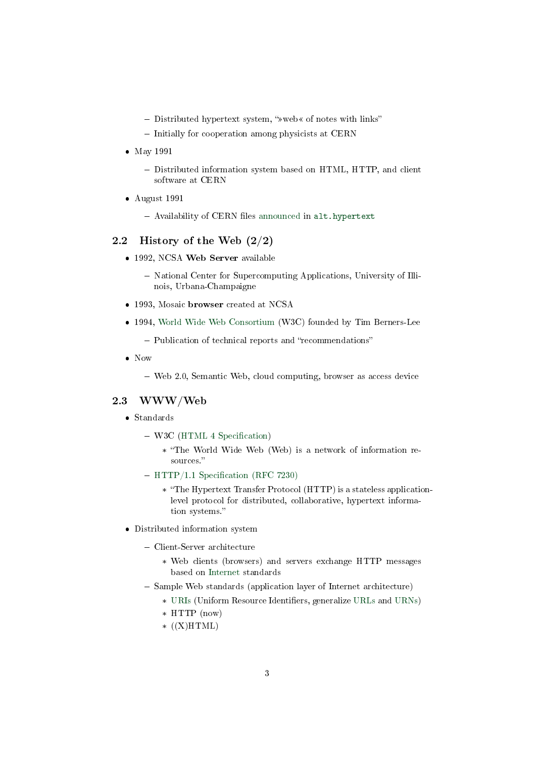- Distributed hypertext system, "»web« of notes with links"
  - Initially for cooperation among physicists at CERN
- May 1991
  - Distributed information system based on HTML, HTTP, and client software at CERN
- August 1991
  - Availability of CERN files announced in `alt.hypertext`

## 2.2 History of the Web (2/2)

- 1992, NCSA **Web Server** available
  - National Center for Supercomputing Applications, University of Illinois, Urbana-Champaigne
- 1993, Mosaic **browser** created at NCSA
- 1994, World Wide Web Consortium (W3C) founded by Tim Berners-Lee
  - Publication of technical reports and "recommendations"
- Now
  - Web 2.0, Semantic Web, cloud computing, browser as access device

## 2.3 WWW/Web

- Standards
  - W3C (HTML 4 Specification)
    - "The World Wide Web (Web) is a network of information resources."
  - HTTP/1.1 Specification (RFC 7230)
    - "The Hypertext Transfer Protocol (HTTP) is a stateless application-level protocol for distributed, collaborative, hypertext information systems."
- Distributed information system
  - Client-Server architecture
    - Web clients (browsers) and servers exchange HTTP messages based on Internet standards
  - Sample Web standards (application layer of Internet architecture)
    - URIs (Uniform Resource Identifiers, generalize URLs and URNs)
    - HTTP (now)
    - ((X)HTML)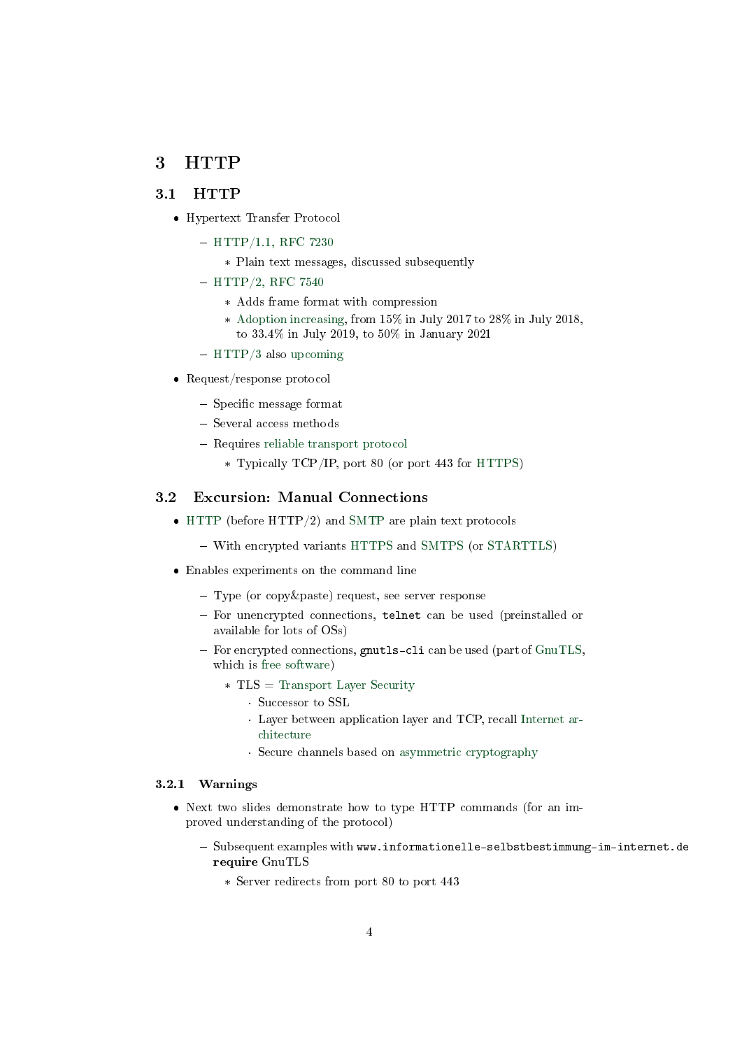# 3 HTTP

## 3.1 HTTP

- Hypertext Transfer Protocol
  - HTTP/1.1, RFC 7230
    - Plain text messages, discussed subsequently
  - HTTP/2, RFC 7540
    - Adds frame format with compression
    - Adoption increasing, from 15% in July 2017 to 28% in July 2018, to 33.4% in July 2019, to 50% in January 2021
  - HTTP/3 also upcoming
- Request/response protocol
  - Specific message format
  - Several access methods
  - Requires reliable transport protocol
    - Typically TCP/IP, port 80 (or port 443 for HTTPS)

## 3.2 Excursion: Manual Connections

- HTTP (before HTTP/2) and SMTP are plain text protocols
  - With encrypted variants HTTPS and SMTPS (or STARTTLS)
- Enables experiments on the command line
  - Type (or copy&paste) request, see server response
  - For unencrypted connections, `telnet` can be used (preinstalled or available for lots of OSs)
  - For encrypted connections, `gnutls-cli` can be used (part of GnuTLS, which is free software)
    - TLS = Transport Layer Security
      - Successor to SSL
      - Layer between application layer and TCP, recall Internet architecture
      - Secure channels based on asymmetric cryptography

### 3.2.1 Warnings

- Next two slides demonstrate how to type HTTP commands (for an improved understanding of the protocol)
  - Subsequent examples with `www.informationelle-selbstbestimmung-im-internet.de` **require** GnuTLS
    - Server redirects from port 80 to port 443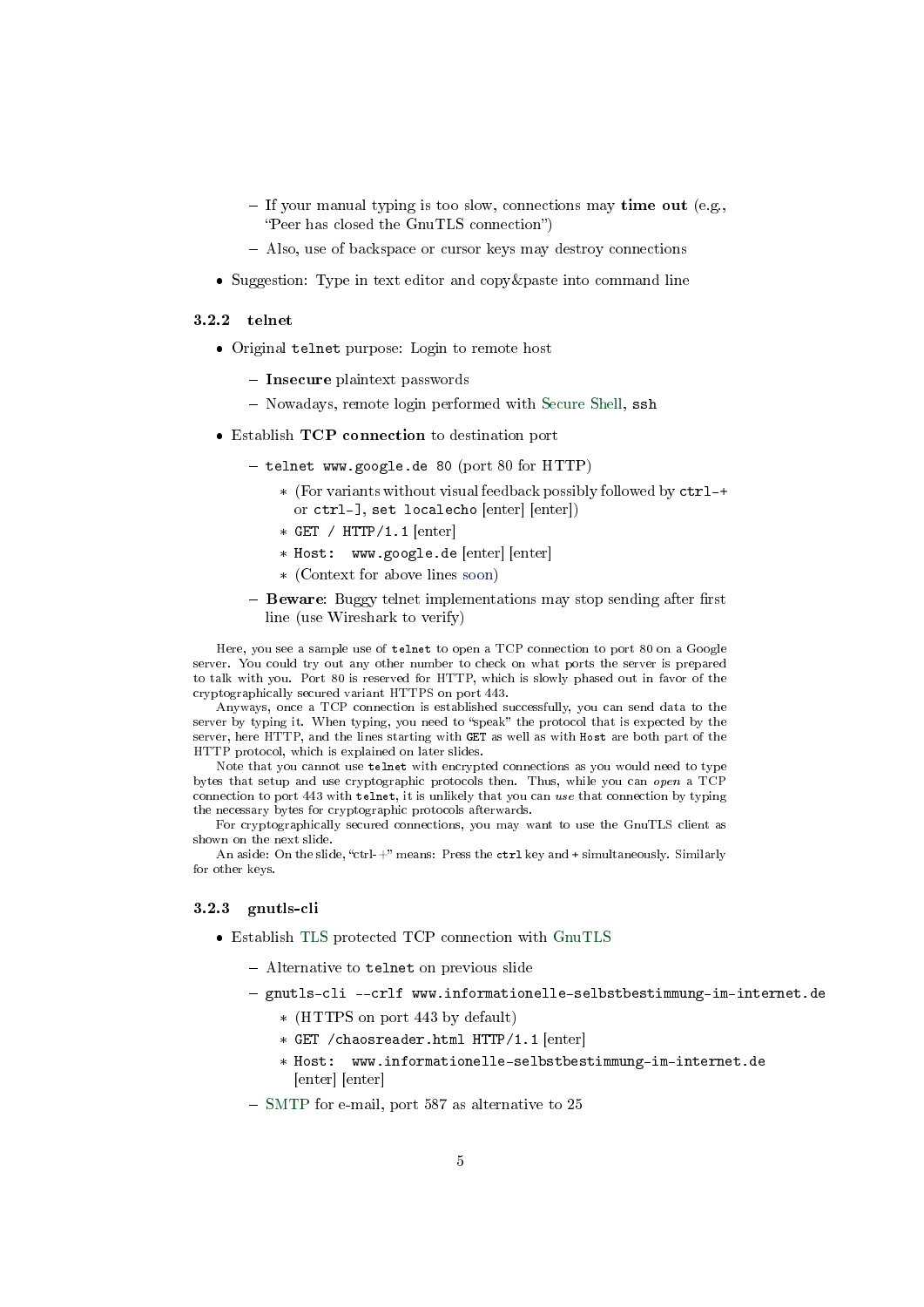- If your manual typing is too slow, connections may **time out** (e.g., "Peer has closed the GnuTLS connection")
  - Also, use of backspace or cursor keys may destroy connections
- Suggestion: Type in text editor and copy&paste into command line

### 3.2.2 telnet

- Original `telnet` purpose: Login to remote host
  - **Insecure** plaintext passwords
  - Nowadays, remote login performed with Secure Shell, `ssh`
- Establish **TCP connection** to destination port
  - `telnet www.google.de 80` (port 80 for HTTP)
    - (For variants without visual feedback possibly followed by `ctrl-+` or `ctrl-]`, `set localecho` [enter] [enter])
    - `GET / HTTP/1.1` [enter]
    - `Host: www.google.de` [enter] [enter]
    - (Context for above lines soon)
  - **Beware**: Buggy telnet implementations may stop sending after first line (use Wireshark to verify)

Here, you see a sample use of `telnet` to open a TCP connection to port 80 on a Google server. You could try out any other number to check on what ports the server is prepared to talk with you. Port 80 is reserved for HTTP, which is slowly phased out in favor of the cryptographically secured variant HTTPS on port 443.

Anyways, once a TCP connection is established successfully, you can send data to the server by typing it. When typing, you need to "speak" the protocol that is expected by the server, here HTTP, and the lines starting with `GET` as well as with `Host` are both part of the HTTP protocol, which is explained on later slides.

Note that you cannot use `telnet` with encrypted connections as you would need to type bytes that setup and use cryptographic protocols then. Thus, while you can *open* a TCP connection to port 443 with `telnet`, it is unlikely that you can *use* that connection by typing the necessary bytes for cryptographic protocols afterwards.

For cryptographically secured connections, you may want to use the GnuTLS client as shown on the next slide.

An aside: On the slide, "ctrl-+" means: Press the `ctrl` key and + simultaneously. Similarly for other keys.

### 3.2.3 gnutls-cli

- Establish TLS protected TCP connection with GnuTLS
  - Alternative to `telnet` on previous slide
  - `gnutls-cli --crlf www.informationelle-selbstbestimmung-im-internet.de`
    - (HTTPS on port 443 by default)
    - `GET /chaosreader.html HTTP/1.1` [enter]
    - `Host: www.informationelle-selbstbestimmung-im-internet.de` [enter] [enter]
  - SMTP for e-mail, port 587 as alternative to 25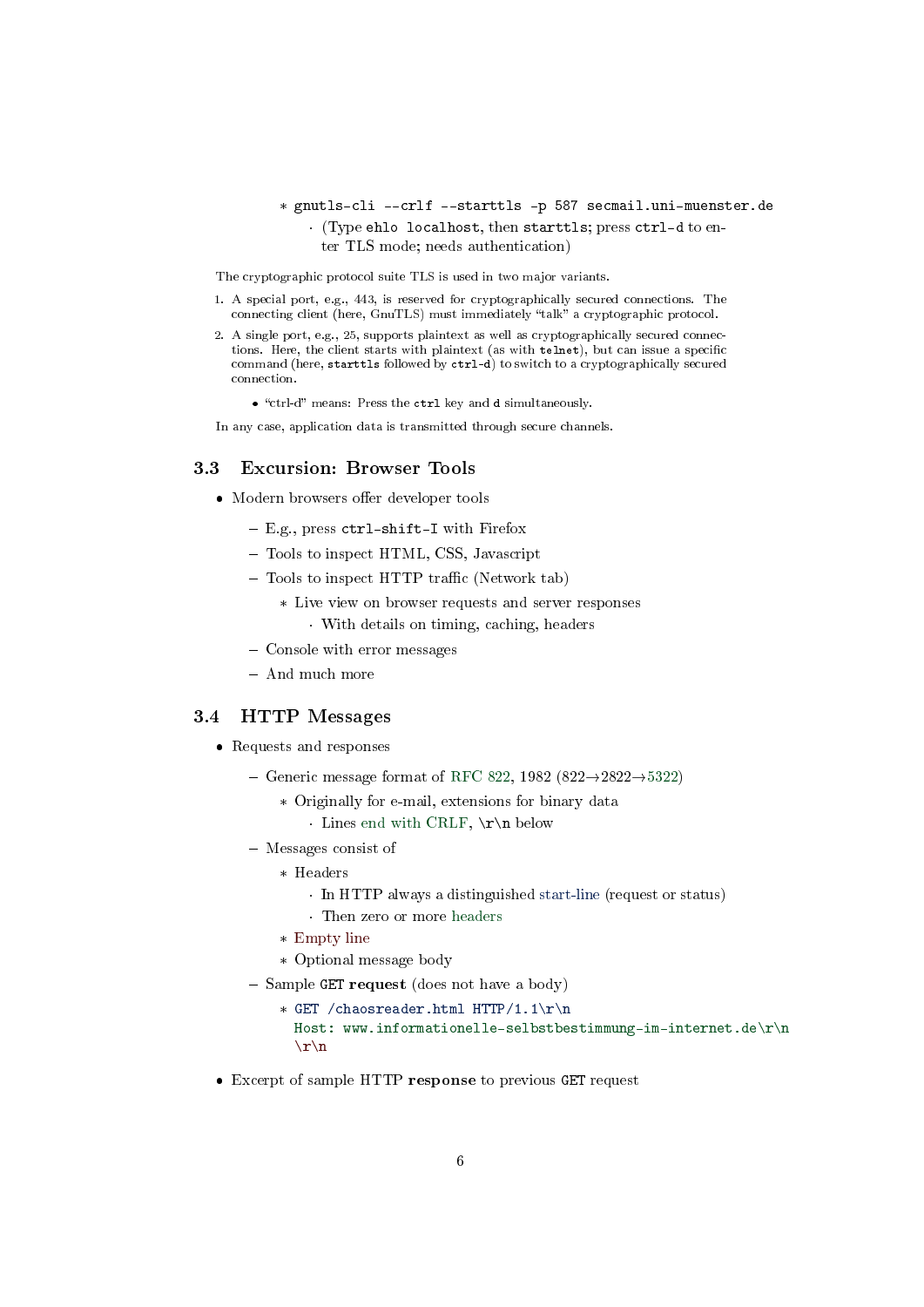- `gnutls-cli --crlf --starttls -p 587 secmail.uni-muenster.de`
            - (Type `ehlo localhost`, then `starttls`; press `ctrl-d` to enter TLS mode; needs authentication)

The cryptographic protocol suite TLS is used in two major variants.

1. A special port, e.g., 443, is reserved for cryptographically secured connections. The connecting client (here, GnuTLS) must immediately "talk" a cryptographic protocol.
2. A single port, e.g., 25, supports plaintext as well as cryptographically secured connections. Here, the client starts with plaintext (as with `telnet`), but can issue a specific command (here, `starttls` followed by `ctrl-d`) to switch to a cryptographically secured connection.

    - "ctrl-d" means: Press the `ctrl` key and `d` simultaneously.

In any case, application data is transmitted through secure channels.

## 3.3 Excursion: Browser Tools

- Modern browsers offer developer tools
    - E.g., press `ctrl-shift-I` with Firefox
    - Tools to inspect HTML, CSS, Javascript
    - Tools to inspect HTTP traffic (Network tab)
        - Live view on browser requests and server responses
            - With details on timing, caching, headers
    - Console with error messages
    - And much more

## 3.4 HTTP Messages

- Requests and responses
    - Generic message format of RFC 822, 1982 (822→2822→5322)
        - Originally for e-mail, extensions for binary data
            - Lines end with CRLF, `\r\n` below
    - Messages consist of
        - Headers
            - In HTTP always a distinguished start-line (request or status)
            - Then zero or more headers
        - Empty line
        - Optional message body
    - Sample `GET` **request** (does not have a body)
        - ```
          GET /chaosreader.html HTTP/1.1\r\n
          Host: www.informationelle-selbstbestimmung-im-internet.de\r\n
          \r\n
          ```
- Excerpt of sample HTTP **response** to previous `GET` request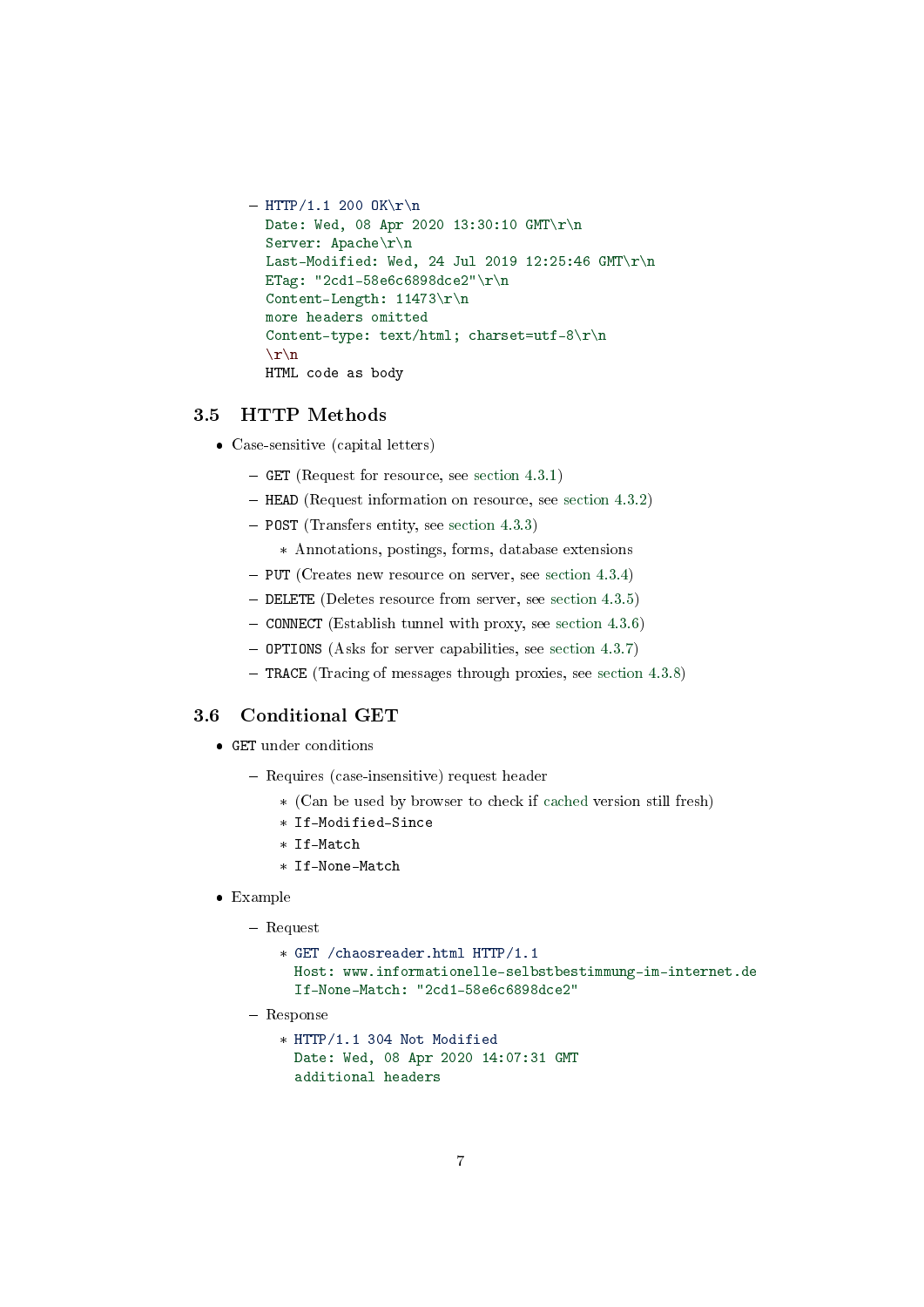- ```
  HTTP/1.1 200 OK\r\n
  Date: Wed, 08 Apr 2020 13:30:10 GMT\r\n
  Server: Apache\r\n
  Last-Modified: Wed, 24 Jul 2019 12:25:46 GMT\r\n
  ETag: "2cd1-58e6c6898dce2"\r\n
  Content-Length: 11473\r\n
  more headers omitted
  Content-type: text/html; charset=utf-8\r\n
  \r\n
  HTML code as body
  ```

## 3.5 HTTP Methods

- Case-sensitive (capital letters)
  - `GET` (Request for resource, see section 4.3.1)
  - `HEAD` (Request information on resource, see section 4.3.2)
  - `POST` (Transfers entity, see section 4.3.3)
    - Annotations, postings, forms, database extensions
  - `PUT` (Creates new resource on server, see section 4.3.4)
  - `DELETE` (Deletes resource from server, see section 4.3.5)
  - `CONNECT` (Establish tunnel with proxy, see section 4.3.6)
  - `OPTIONS` (Asks for server capabilities, see section 4.3.7)
  - `TRACE` (Tracing of messages through proxies, see section 4.3.8)

## 3.6 Conditional GET

- `GET` under conditions
  - Requires (case-insensitive) request header
    - (Can be used by browser to check if cached version still fresh)
    - `If-Modified-Since`
    - `If-Match`
    - `If-None-Match`
- Example
  - Request
    - ```
      GET /chaosreader.html HTTP/1.1
      Host: www.informationelle-selbstbestimmung-im-internet.de
      If-None-Match: "2cd1-58e6c6898dce2"
      ```
  - Response
    - ```
      HTTP/1.1 304 Not Modified
      Date: Wed, 08 Apr 2020 14:07:31 GMT
      additional headers
      ```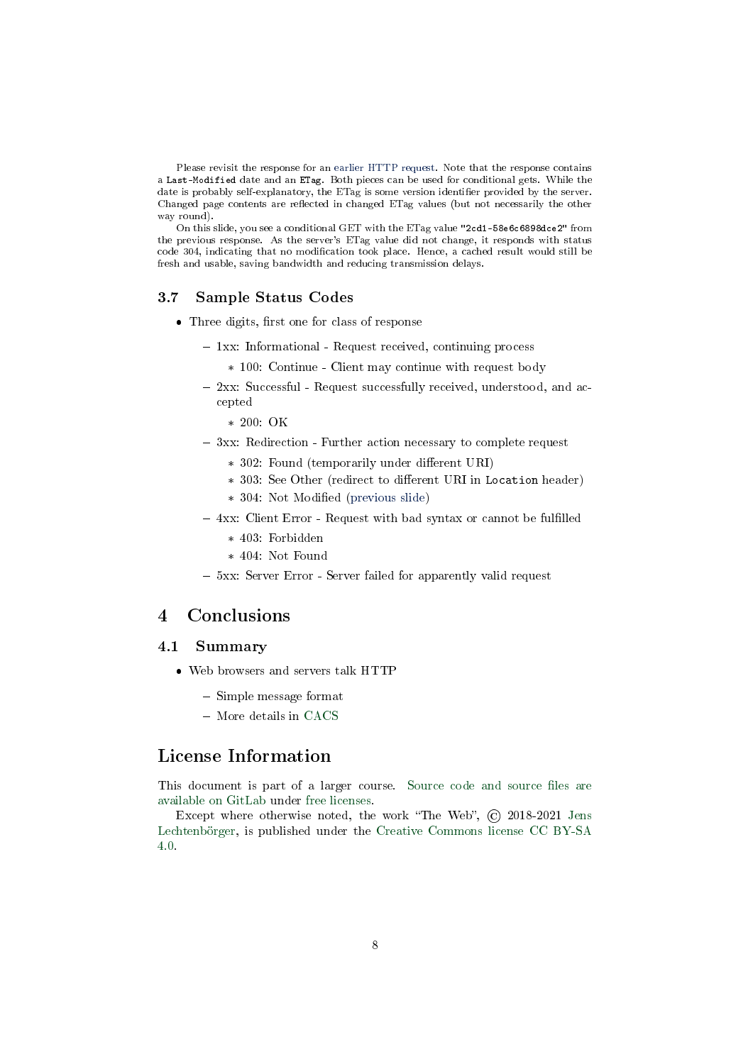Please revisit the response for an earlier HTTP request. Note that the response contains a `Last-Modified` date and an `ETag`. Both pieces can be used for conditional gets. While the date is probably self-explanatory, the ETag is some version identifier provided by the server. Changed page contents are reflected in changed ETag values (but not necessarily the other way round).

On this slide, you see a conditional GET with the ETag value `"2cd1-58e6c6898dce2"` from the previous response. As the server's ETag value did not change, it responds with status code 304, indicating that no modification took place. Hence, a cached result would still be fresh and usable, saving bandwidth and reducing transmission delays.

### 3.7 Sample Status Codes

- Three digits, first one for class of response
  - 1xx: Informational - Request received, continuing process
    - 100: Continue - Client may continue with request body
  - 2xx: Successful - Request successfully received, understood, and accepted
    - 200: OK
  - 3xx: Redirection - Further action necessary to complete request
    - 302: Found (temporarily under different URI)
    - 303: See Other (redirect to different URI in `Location` header)
    - 304: Not Modified (previous slide)
  - 4xx: Client Error - Request with bad syntax or cannot be fulfilled
    - 403: Forbidden
    - 404: Not Found
  - 5xx: Server Error - Server failed for apparently valid request

# 4 Conclusions

## 4.1 Summary

- Web browsers and servers talk HTTP
  - Simple message format
  - More details in CACS

# License Information

This document is part of a larger course. Source code and source files are available on GitLab under free licenses.

Except where otherwise noted, the work "The Web", © 2018-2021 Jens Lechtenbörger, is published under the Creative Commons license CC BY-SA 4.0.